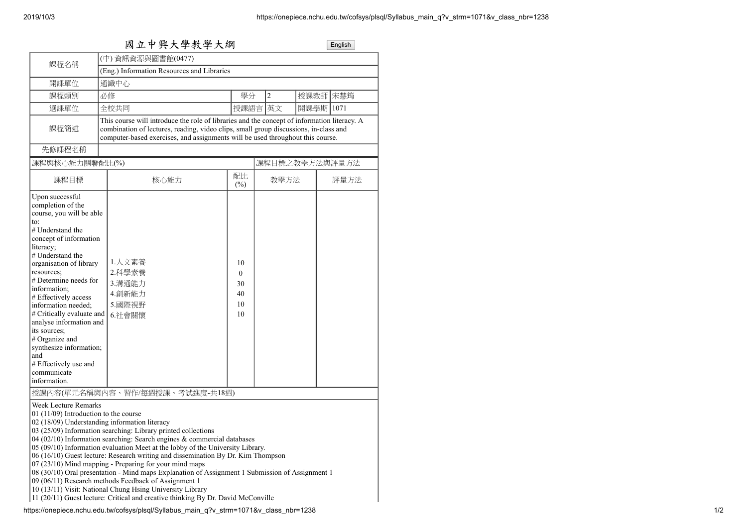# 國立中興大學教學大綱

English

| 課程名稱 | (中) 資訊資源與圖書館(0477) | | | | |
|---|---|---|---|---|---|
| | (Eng.) Information Resources and Libraries | | | | |
| 開課單位 | 通識中心 | | | | |
| 課程類別 | 必修 | 學分 | 2 | 授課教師 | 宋慧筠 |
| 選課單位 | 全校共同 | 授課語言 | 英文 | 開課學期 | 1071 |
| 課程簡述 | This course will introduce the role of libraries and the concept of information literacy. A combination of lectures, reading, video clips, small group discussions, in-class and computer-based exercises, and assignments will be used throughout this course. | | | | |
| 先修課程名稱 | | | | | |

| 課程與核心能力關聯配比(%) | | | 課程目標之教學方法與評量方法 | |
|---|---|---|---|---|
| 課程目標 | 核心能力 | 配比(%) | 教學方法 | 評量方法 |
| Upon successful completion of the course, you will be able to:<br># Understand the concept of information literacy;<br># Understand the organisation of library resources;<br># Determine needs for information;<br># Effectively access information needed;<br># Critically evaluate and analyse information and its sources;<br># Organize and synthesize information; and<br># Effectively use and communicate information. | 1.人文素養<br>2.科學素養<br>3.溝通能力<br>4.創新能力<br>5.國際視野<br>6.社會關懷 | 10<br>0<br>30<br>40<br>10<br>10 | | |

授課內容(單元名稱與內容、習作/每週授課、考試進度-共18週)

Week Lecture Remarks
01 (11/09) Introduction to the course
02 (18/09) Understanding information literacy
03 (25/09) Information searching: Library printed collections
04 (02/10) Information searching: Search engines & commercial databases
05 (09/10) Information evaluation Meet at the lobby of the University Library.
06 (16/10) Guest lecture: Research writing and dissemination By Dr. Kim Thompson
07 (23/10) Mind mapping - Preparing for your mind maps
08 (30/10) Oral presentation - Mind maps Explanation of Assignment 1 Submission of Assignment 1
09 (06/11) Research methods Feedback of Assignment 1
10 (13/11) Visit: National Chung Hsing University Library
11 (20/11) Guest lecture: Critical and creative thinking By Dr. David McConville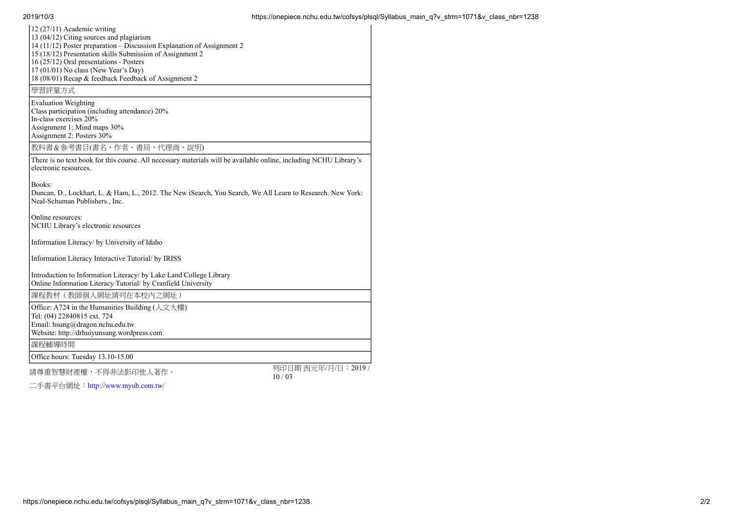12 (27/11) Academic writing
13 (04/12) Citing sources and plagiarism
14 (11/12) Poster preparation – Discussion Explanation of Assignment 2
15 (18/12) Presentation skills Submission of Assignment 2
16 (25/12) Oral presentations - Posters
17 (01/01) No class (New Year's Day)
18 (08/01) Recap & feedback Feedback of Assignment 2

## 學習評量方式

Evaluation Weighting
Class participation (including attendance) 20%
In-class exercises 20%
Assignment 1: Mind maps 30%
Assignment 2: Posters 30%

## 教科書&參考書目(書名、作者、書局、代理商、說明)

There is no text book for this course. All necessary materials will be available online, including NCHU Library's electronic resources.

Books:
Duncan, D., Lockhart, L. & Ham, L., 2012. The New iSearch, You Search, We All Learn to Research. New York: Neal-Schuman Publishers., Inc.

Online resources:
NCHU Library's electronic resources

Information Literacy/ by University of Idaho

Information Literacy Interactive Tutorial/ by IRISS

Introduction to Information Literacy/ by Lake Land College Library
Online Information Literacy Tutorial/ by Cranfield University

## 課程教材（教師個人網址請列在本校內之網址）

Office: A724 in the Humanities Building (人文大樓)
Tel: (04) 22840815 ext. 724
Email: hsung@dragon.nchu.edu.tw
Website: http://drhuiyunsung.wordpress.com

## 課程輔導時間

Office hours: Tuesday 13.10-15.00

請尊重智慧財產權，不得非法影印他人著作。

列印日期 西元年/月/日：2019 / 10 / 03

二手書平台網址：http://www.myub.com.tw/